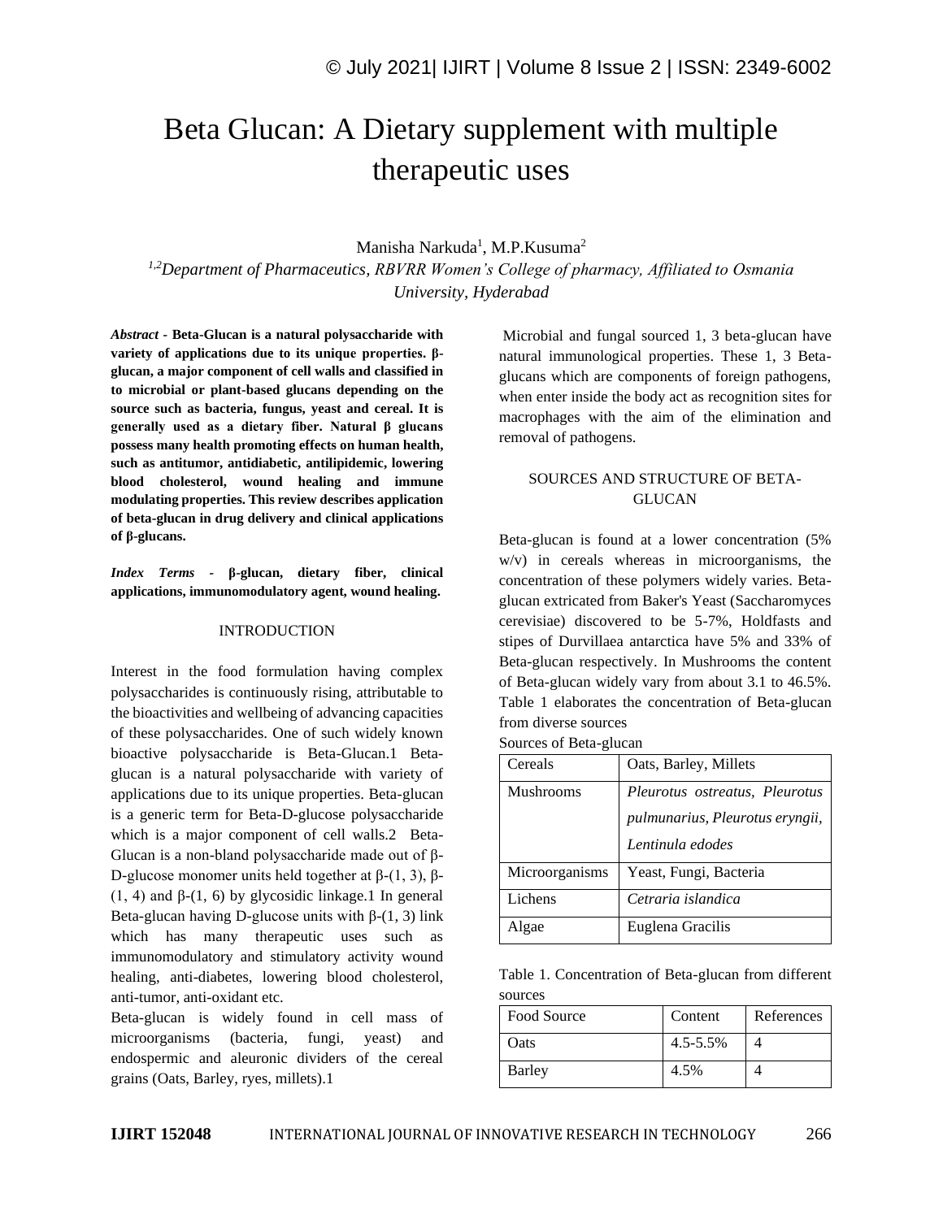# Beta Glucan: A Dietary supplement with multiple therapeutic uses

Manisha Narkuda[1], M.P.Kusuma[2]

*[1,2]Department of Pharmaceutics, RBVRR Women's College of pharmacy, Affiliated to Osmania University, Hyderabad*

***Abstract* - Beta-Glucan is a natural polysaccharide with variety of applications due to its unique properties. β-glucan, a major component of cell walls and classified in to microbial or plant-based glucans depending on the source such as bacteria, fungus, yeast and cereal. It is generally used as a dietary fiber. Natural β glucans possess many health promoting effects on human health, such as antitumor, antidiabetic, antilipidemic, lowering blood cholesterol, wound healing and immune modulating properties. This review describes application of beta-glucan in drug delivery and clinical applications of β-glucans.**

***Index Terms* - β-glucan, dietary fiber, clinical applications, immunomodulatory agent, wound healing.**

## INTRODUCTION

Interest in the food formulation having complex polysaccharides is continuously rising, attributable to the bioactivities and wellbeing of advancing capacities of these polysaccharides. One of such widely known bioactive polysaccharide is Beta-Glucan.1 Beta-glucan is a natural polysaccharide with variety of applications due to its unique properties. Beta-glucan is a generic term for Beta-D-glucose polysaccharide which is a major component of cell walls.2 Beta-Glucan is a non-bland polysaccharide made out of β-D-glucose monomer units held together at β-(1, 3), β-(1, 4) and β-(1, 6) by glycosidic linkage.1 In general Beta-glucan having D-glucose units with β-(1, 3) link which has many therapeutic uses such as immunomodulatory and stimulatory activity wound healing, anti-diabetes, lowering blood cholesterol, anti-tumor, anti-oxidant etc.

Beta-glucan is widely found in cell mass of microorganisms (bacteria, fungi, yeast) and endospermic and aleuronic dividers of the cereal grains (Oats, Barley, ryes, millets).1

Microbial and fungal sourced 1, 3 beta-glucan have natural immunological properties. These 1, 3 Beta-glucans which are components of foreign pathogens, when enter inside the body act as recognition sites for macrophages with the aim of the elimination and removal of pathogens.

## SOURCES AND STRUCTURE OF BETA-GLUCAN

Beta-glucan is found at a lower concentration (5% w/v) in cereals whereas in microorganisms, the concentration of these polymers widely varies. Beta-glucan extricated from Baker's Yeast (Saccharomyces cerevisiae) discovered to be 5-7%, Holdfasts and stipes of Durvillaea antarctica have 5% and 33% of Beta-glucan respectively. In Mushrooms the content of Beta-glucan widely vary from about 3.1 to 46.5%. Table 1 elaborates the concentration of Beta-glucan from diverse sources

Sources of Beta-glucan

| | |
|---|---|
| Cereals | Oats, Barley, Millets |
| Mushrooms | *Pleurotus ostreatus, Pleurotus pulmunarius, Pleurotus eryngii, Lentinula edodes* |
| Microorganisms | Yeast, Fungi, Bacteria |
| Lichens | *Cetraria islandica* |
| Algae | Euglena Gracilis |

Table 1. Concentration of Beta-glucan from different sources

| Food Source | Content | References |
|---|---|---|
| Oats | 4.5-5.5% | 4 |
| Barley | 4.5% | 4 |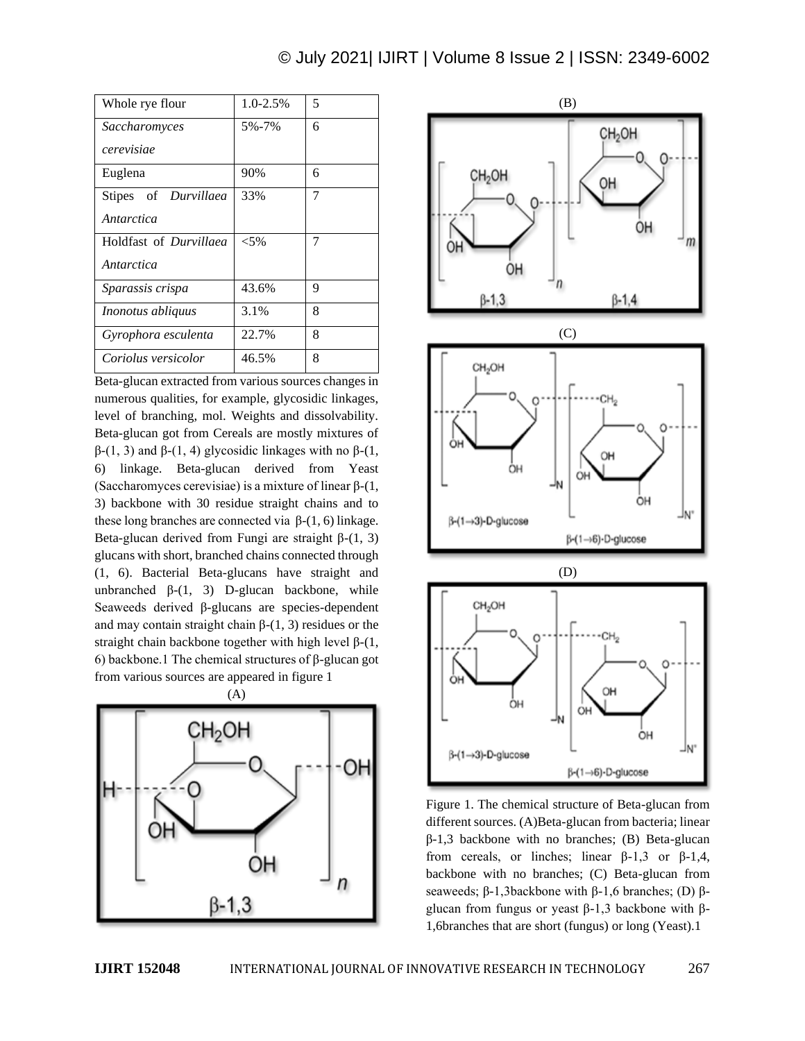| Whole rye flour | 1.0-2.5% | 5 |
|---|---|---|
| *Saccharomyces cerevisiae* | 5%-7% | 6 |
| Euglena | 90% | 6 |
| Stipes of *Durvillaea Antarctica* | 33% | 7 |
| Holdfast of *Durvillaea Antarctica* | <5% | 7 |
| *Sparassis crispa* | 43.6% | 9 |
| *Inonotus abliquus* | 3.1% | 8 |
| *Gyrophora esculenta* | 22.7% | 8 |
| *Coriolus versicolor* | 46.5% | 8 |

Beta-glucan extracted from various sources changes in numerous qualities, for example, glycosidic linkages, level of branching, mol. Weights and dissolvability. Beta-glucan got from Cereals are mostly mixtures of β-(1, 3) and β-(1, 4) glycosidic linkages with no β-(1, 6) linkage. Beta-glucan derived from Yeast (Saccharomyces cerevisiae) is a mixture of linear β-(1, 3) backbone with 30 residue straight chains and to these long branches are connected via β-(1, 6) linkage. Beta-glucan derived from Fungi are straight β-(1, 3) glucans with short, branched chains connected through (1, 6). Bacterial Beta-glucans have straight and unbranched β-(1, 3) D-glucan backbone, while Seaweeds derived β-glucans are species-dependent and may contain straight chain β-(1, 3) residues or the straight chain backbone together with high level β-(1, 6) backbone.1 The chemical structures of β-glucan got from various sources are appeared in figure 1

Figure 1. The chemical structure of Beta-glucan from different sources. (A)Beta-glucan from bacteria; linear β-1,3 backbone with no branches; (B) Beta-glucan from cereals, or linches; linear β-1,3 or β-1,4, backbone with no branches; (C) Beta-glucan from seaweeds; β-1,3backbone with β-1,6 branches; (D) β-glucan from fungus or yeast β-1,3 backbone with β-1,6branches that are short (fungus) or long (Yeast).1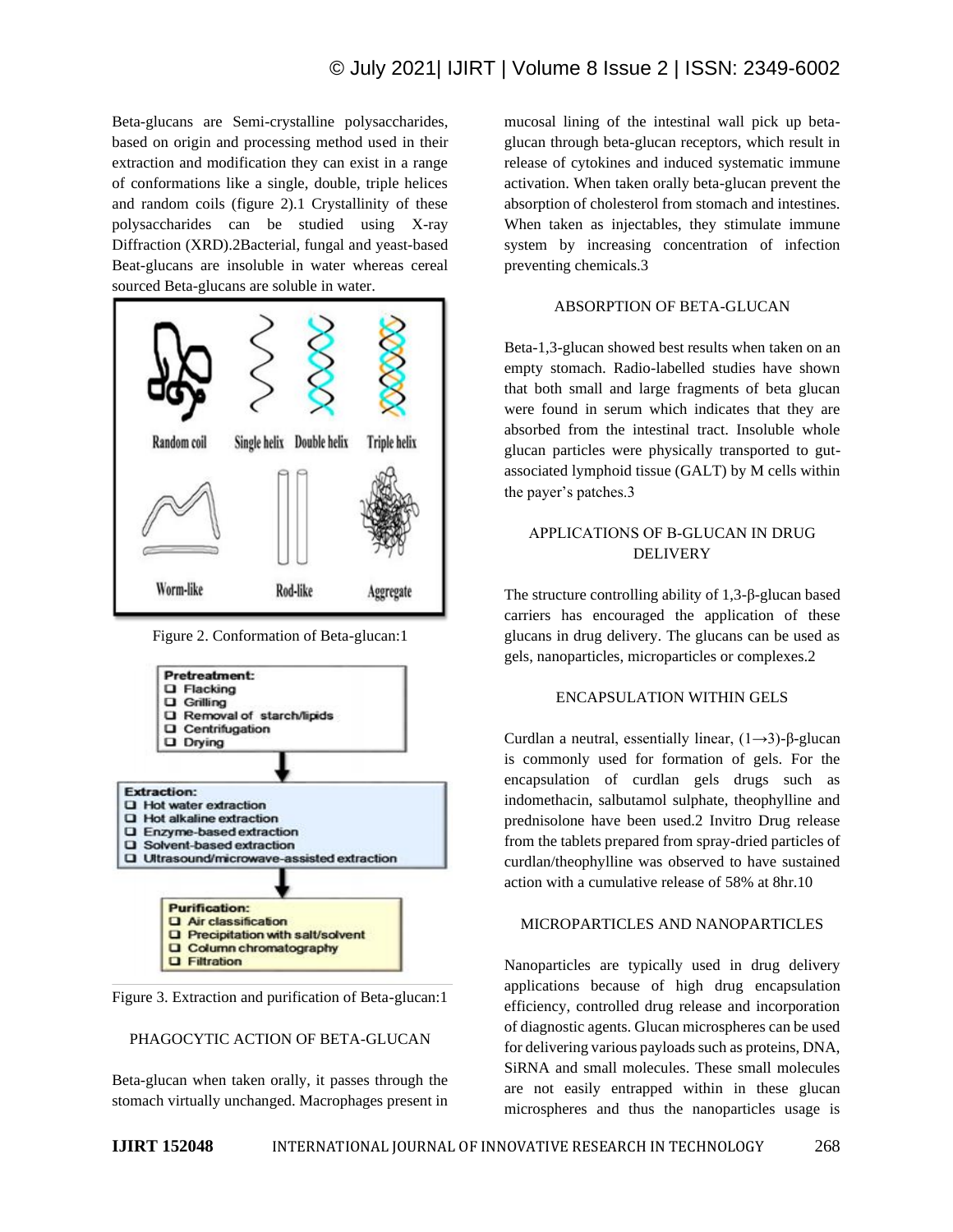Beta-glucans are Semi-crystalline polysaccharides, based on origin and processing method used in their extraction and modification they can exist in a range of conformations like a single, double, triple helices and random coils (figure 2).1 Crystallinity of these polysaccharides can be studied using X-ray Diffraction (XRD).2Bacterial, fungal and yeast-based Beat-glucans are insoluble in water whereas cereal sourced Beta-glucans are soluble in water.

Random coil | Single helix | Double helix | Triple helix

Worm-like | Rod-like | Aggregate

Figure 2. Conformation of Beta-glucan:1

**Pretreatment:**
- Flacking
- Grilling
- Removal of starch/lipids
- Centrifugation
- Drying

**Extraction:**
- Hot water extraction
- Hot alkaline extraction
- Enzyme-based extraction
- Solvent-based extraction
- Ultrasound/microwave-assisted extraction

**Purification:**
- Air classification
- Precipitation with salt/solvent
- Column chromatography
- Filtration

Figure 3. Extraction and purification of Beta-glucan:1

## PHAGOCYTIC ACTION OF BETA-GLUCAN

Beta-glucan when taken orally, it passes through the stomach virtually unchanged. Macrophages present in mucosal lining of the intestinal wall pick up beta-glucan through beta-glucan receptors, which result in release of cytokines and induced systematic immune activation. When taken orally beta-glucan prevent the absorption of cholesterol from stomach and intestines. When taken as injectables, they stimulate immune system by increasing concentration of infection preventing chemicals.3

## ABSORPTION OF BETA-GLUCAN

Beta-1,3-glucan showed best results when taken on an empty stomach. Radio-labelled studies have shown that both small and large fragments of beta glucan were found in serum which indicates that they are absorbed from the intestinal tract. Insoluble whole glucan particles were physically transported to gut-associated lymphoid tissue (GALT) by M cells within the payer's patches.3

## APPLICATIONS OF Β-GLUCAN IN DRUG DELIVERY

The structure controlling ability of 1,3-β-glucan based carriers has encouraged the application of these glucans in drug delivery. The glucans can be used as gels, nanoparticles, microparticles or complexes.2

## ENCAPSULATION WITHIN GELS

Curdlan a neutral, essentially linear, (1→3)-β-glucan is commonly used for formation of gels. For the encapsulation of curdlan gels drugs such as indomethacin, salbutamol sulphate, theophylline and prednisolone have been used.2 Invitro Drug release from the tablets prepared from spray-dried particles of curdlan/theophylline was observed to have sustained action with a cumulative release of 58% at 8hr.10

## MICROPARTICLES AND NANOPARTICLES

Nanoparticles are typically used in drug delivery applications because of high drug encapsulation efficiency, controlled drug release and incorporation of diagnostic agents. Glucan microspheres can be used for delivering various payloads such as proteins, DNA, SiRNA and small molecules. These small molecules are not easily entrapped within in these glucan microspheres and thus the nanoparticles usage is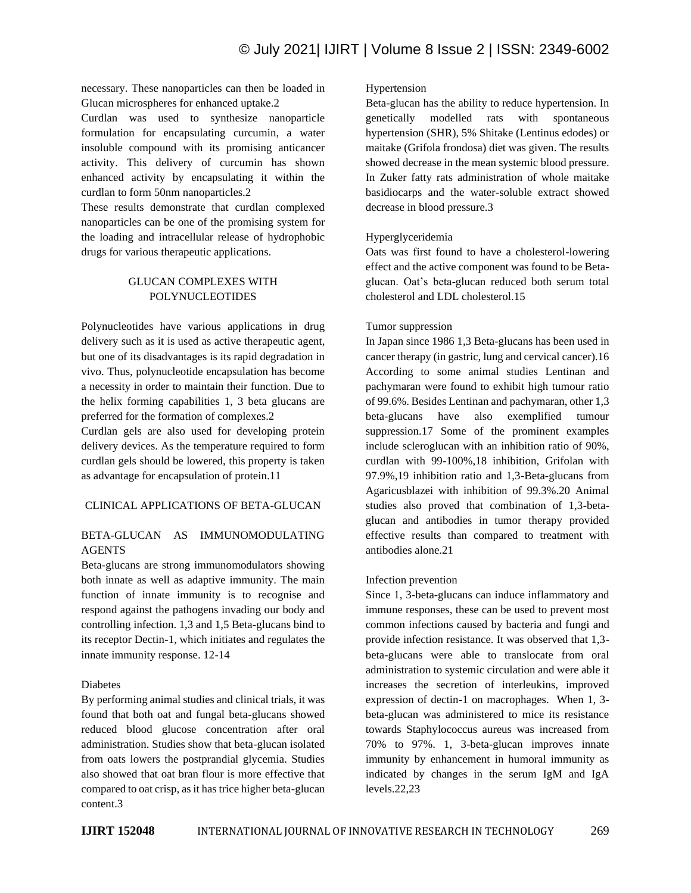necessary. These nanoparticles can then be loaded in Glucan microspheres for enhanced uptake.[2]

Curdlan was used to synthesize nanoparticle formulation for encapsulating curcumin, a water insoluble compound with its promising anticancer activity. This delivery of curcumin has shown enhanced activity by encapsulating it within the curdlan to form 50nm nanoparticles.[2]

These results demonstrate that curdlan complexed nanoparticles can be one of the promising system for the loading and intracellular release of hydrophobic drugs for various therapeutic applications.

## GLUCAN COMPLEXES WITH POLYNUCLEOTIDES

Polynucleotides have various applications in drug delivery such as it is used as active therapeutic agent, but one of its disadvantages is its rapid degradation in vivo. Thus, polynucleotide encapsulation has become a necessity in order to maintain their function. Due to the helix forming capabilities 1, 3 beta glucans are preferred for the formation of complexes.[2]

Curdlan gels are also used for developing protein delivery devices. As the temperature required to form curdlan gels should be lowered, this property is taken as advantage for encapsulation of protein.[11]

## CLINICAL APPLICATIONS OF BETA-GLUCAN

### BETA-GLUCAN AS IMMUNOMODULATING AGENTS

Beta-glucans are strong immunomodulators showing both innate as well as adaptive immunity. The main function of innate immunity is to recognise and respond against the pathogens invading our body and controlling infection. 1,3 and 1,5 Beta-glucans bind to its receptor Dectin-1, which initiates and regulates the innate immunity response. [12-14]

#### Diabetes

By performing animal studies and clinical trials, it was found that both oat and fungal beta-glucans showed reduced blood glucose concentration after oral administration. Studies show that beta-glucan isolated from oats lowers the postprandial glycemia. Studies also showed that oat bran flour is more effective that compared to oat crisp, as it has trice higher beta-glucan content.[3]

#### Hypertension

Beta-glucan has the ability to reduce hypertension. In genetically modelled rats with spontaneous hypertension (SHR), 5% Shitake (Lentinus edodes) or maitake (Grifola frondosa) diet was given. The results showed decrease in the mean systemic blood pressure. In Zuker fatty rats administration of whole maitake basidiocarps and the water-soluble extract showed decrease in blood pressure.[3]

#### Hyperglyceridemia

Oats was first found to have a cholesterol-lowering effect and the active component was found to be Beta-glucan. Oat's beta-glucan reduced both serum total cholesterol and LDL cholesterol.[15]

#### Tumor suppression

In Japan since 1986 1,3 Beta-glucans has been used in cancer therapy (in gastric, lung and cervical cancer).[16] According to some animal studies Lentinan and pachymaran were found to exhibit high tumour ratio of 99.6%. Besides Lentinan and pachymaran, other 1,3 beta-glucans have also exemplified tumour suppression.[17] Some of the prominent examples include scleroglucan with an inhibition ratio of 90%, curdlan with 99-100%,[18] inhibition, Grifolan with 97.9%,[19] inhibition ratio and 1,3-Beta-glucans from Agaricusblazei with inhibition of 99.3%.[20] Animal studies also proved that combination of 1,3-beta-glucan and antibodies in tumor therapy provided effective results than compared to treatment with antibodies alone.[21]

#### Infection prevention

Since 1, 3-beta-glucans can induce inflammatory and immune responses, these can be used to prevent most common infections caused by bacteria and fungi and provide infection resistance. It was observed that 1,3-beta-glucans were able to translocate from oral administration to systemic circulation and were able it increases the secretion of interleukins, improved expression of dectin-1 on macrophages. When 1, 3-beta-glucan was administered to mice its resistance towards Staphylococcus aureus was increased from 70% to 97%. 1, 3-beta-glucan improves innate immunity by enhancement in humoral immunity as indicated by changes in the serum IgM and IgA levels.[22,23]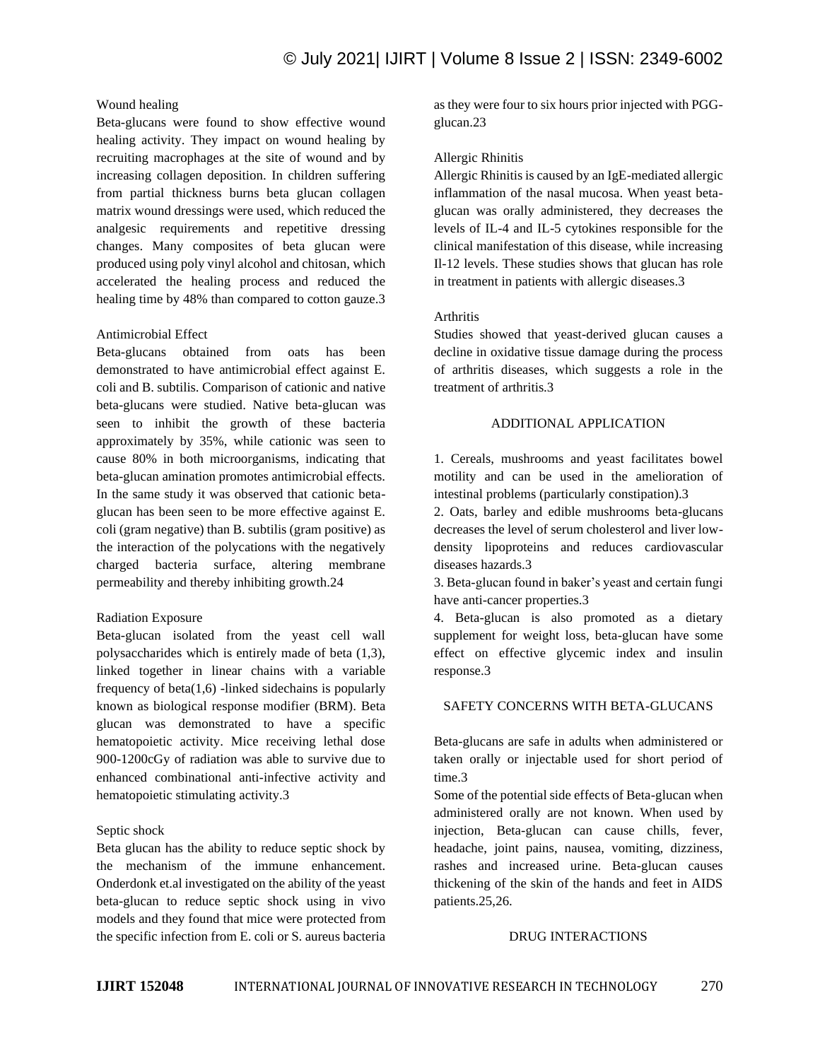### Wound healing

Beta-glucans were found to show effective wound healing activity. They impact on wound healing by recruiting macrophages at the site of wound and by increasing collagen deposition. In children suffering from partial thickness burns beta glucan collagen matrix wound dressings were used, which reduced the analgesic requirements and repetitive dressing changes. Many composites of beta glucan were produced using poly vinyl alcohol and chitosan, which accelerated the healing process and reduced the healing time by 48% than compared to cotton gauze.3

### Antimicrobial Effect

Beta-glucans obtained from oats has been demonstrated to have antimicrobial effect against E. coli and B. subtilis. Comparison of cationic and native beta-glucans were studied. Native beta-glucan was seen to inhibit the growth of these bacteria approximately by 35%, while cationic was seen to cause 80% in both microorganisms, indicating that beta-glucan amination promotes antimicrobial effects. In the same study it was observed that cationic beta-glucan has been seen to be more effective against E. coli (gram negative) than B. subtilis (gram positive) as the interaction of the polycations with the negatively charged bacteria surface, altering membrane permeability and thereby inhibiting growth.24

### Radiation Exposure

Beta-glucan isolated from the yeast cell wall polysaccharides which is entirely made of beta (1,3), linked together in linear chains with a variable frequency of beta(1,6) -linked sidechains is popularly known as biological response modifier (BRM). Beta glucan was demonstrated to have a specific hematopoietic activity. Mice receiving lethal dose 900-1200cGy of radiation was able to survive due to enhanced combinational anti-infective activity and hematopoietic stimulating activity.3

### Septic shock

Beta glucan has the ability to reduce septic shock by the mechanism of the immune enhancement. Onderdonk et.al investigated on the ability of the yeast beta-glucan to reduce septic shock using in vivo models and they found that mice were protected from the specific infection from E. coli or S. aureus bacteria as they were four to six hours prior injected with PGG-glucan.23

### Allergic Rhinitis

Allergic Rhinitis is caused by an IgE-mediated allergic inflammation of the nasal mucosa. When yeast beta-glucan was orally administered, they decreases the levels of IL-4 and IL-5 cytokines responsible for the clinical manifestation of this disease, while increasing Il-12 levels. These studies shows that glucan has role in treatment in patients with allergic diseases.3

### Arthritis

Studies showed that yeast-derived glucan causes a decline in oxidative tissue damage during the process of arthritis diseases, which suggests a role in the treatment of arthritis.3

## ADDITIONAL APPLICATION

1. Cereals, mushrooms and yeast facilitates bowel motility and can be used in the amelioration of intestinal problems (particularly constipation).3
2. Oats, barley and edible mushrooms beta-glucans decreases the level of serum cholesterol and liver low-density lipoproteins and reduces cardiovascular diseases hazards.3
3. Beta-glucan found in baker's yeast and certain fungi have anti-cancer properties.3
4. Beta-glucan is also promoted as a dietary supplement for weight loss, beta-glucan have some effect on effective glycemic index and insulin response.3

## SAFETY CONCERNS WITH BETA-GLUCANS

Beta-glucans are safe in adults when administered or taken orally or injectable used for short period of time.3

Some of the potential side effects of Beta-glucan when administered orally are not known. When used by injection, Beta-glucan can cause chills, fever, headache, joint pains, nausea, vomiting, dizziness, rashes and increased urine. Beta-glucan causes thickening of the skin of the hands and feet in AIDS patients.25,26.

## DRUG INTERACTIONS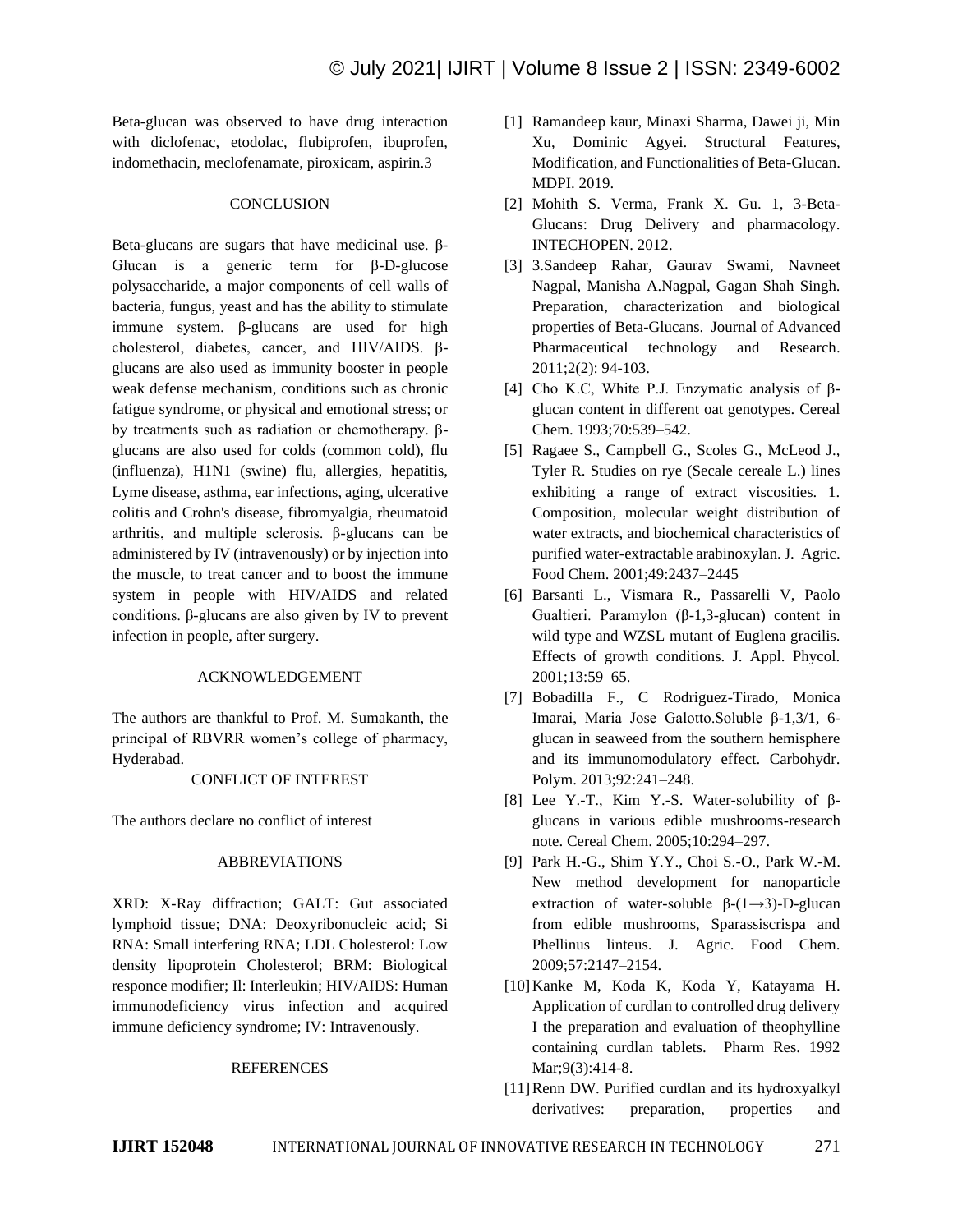Beta-glucan was observed to have drug interaction with diclofenac, etodolac, flubiprofen, ibuprofen, indomethacin, meclofenamate, piroxicam, aspirin.3

## CONCLUSION

Beta-glucans are sugars that have medicinal use. β-Glucan is a generic term for β-D-glucose polysaccharide, a major components of cell walls of bacteria, fungus, yeast and has the ability to stimulate immune system. β-glucans are used for high cholesterol, diabetes, cancer, and HIV/AIDS. β-glucans are also used as immunity booster in people weak defense mechanism, conditions such as chronic fatigue syndrome, or physical and emotional stress; or by treatments such as radiation or chemotherapy. β-glucans are also used for colds (common cold), flu (influenza), H1N1 (swine) flu, allergies, hepatitis, Lyme disease, asthma, ear infections, aging, ulcerative colitis and Crohn's disease, fibromyalgia, rheumatoid arthritis, and multiple sclerosis. β-glucans can be administered by IV (intravenously) or by injection into the muscle, to treat cancer and to boost the immune system in people with HIV/AIDS and related conditions. β-glucans are also given by IV to prevent infection in people, after surgery.

## ACKNOWLEDGEMENT

The authors are thankful to Prof. M. Sumakanth, the principal of RBVRR women's college of pharmacy, Hyderabad.

## CONFLICT OF INTEREST

The authors declare no conflict of interest

## ABBREVIATIONS

XRD: X-Ray diffraction; GALT: Gut associated lymphoid tissue; DNA: Deoxyribonucleic acid; Si RNA: Small interfering RNA; LDL Cholesterol: Low density lipoprotein Cholesterol; BRM: Biological responce modifier; Il: Interleukin; HIV/AIDS: Human immunodeficiency virus infection and acquired immune deficiency syndrome; IV: Intravenously.

## REFERENCES

[1] Ramandeep kaur, Minaxi Sharma, Dawei ji, Min Xu, Dominic Agyei. Structural Features, Modification, and Functionalities of Beta-Glucan. MDPI. 2019.

[2] Mohith S. Verma, Frank X. Gu. 1, 3-Beta-Glucans: Drug Delivery and pharmacology. INTECHOPEN. 2012.

[3] 3.Sandeep Rahar, Gaurav Swami, Navneet Nagpal, Manisha A.Nagpal, Gagan Shah Singh. Preparation, characterization and biological properties of Beta-Glucans. Journal of Advanced Pharmaceutical technology and Research. 2011;2(2): 94-103.

[4] Cho K.C, White P.J. Enzymatic analysis of β-glucan content in different oat genotypes. Cereal Chem. 1993;70:539–542.

[5] Ragaee S., Campbell G., Scoles G., McLeod J., Tyler R. Studies on rye (Secale cereale L.) lines exhibiting a range of extract viscosities. 1. Composition, molecular weight distribution of water extracts, and biochemical characteristics of purified water-extractable arabinoxylan. J. Agric. Food Chem. 2001;49:2437–2445

[6] Barsanti L., Vismara R., Passarelli V, Paolo Gualtieri. Paramylon (β-1,3-glucan) content in wild type and WZSL mutant of Euglena gracilis. Effects of growth conditions. J. Appl. Phycol. 2001;13:59–65.

[7] Bobadilla F., C Rodriguez-Tirado, Monica Imarai, Maria Jose Galotto.Soluble β-1,3/1, 6-glucan in seaweed from the southern hemisphere and its immunomodulatory effect. Carbohydr. Polym. 2013;92:241–248.

[8] Lee Y.-T., Kim Y.-S. Water-solubility of β-glucans in various edible mushrooms-research note. Cereal Chem. 2005;10:294–297.

[9] Park H.-G., Shim Y.Y., Choi S.-O., Park W.-M. New method development for nanoparticle extraction of water-soluble β-(1→3)-D-glucan from edible mushrooms, Sparassiscrispa and Phellinus linteus. J. Agric. Food Chem. 2009;57:2147–2154.

[10] Kanke M, Koda K, Koda Y, Katayama H. Application of curdlan to controlled drug delivery I the preparation and evaluation of theophylline containing curdlan tablets. Pharm Res. 1992 Mar;9(3):414-8.

[11] Renn DW. Purified curdlan and its hydroxyalkyl derivatives: preparation, properties and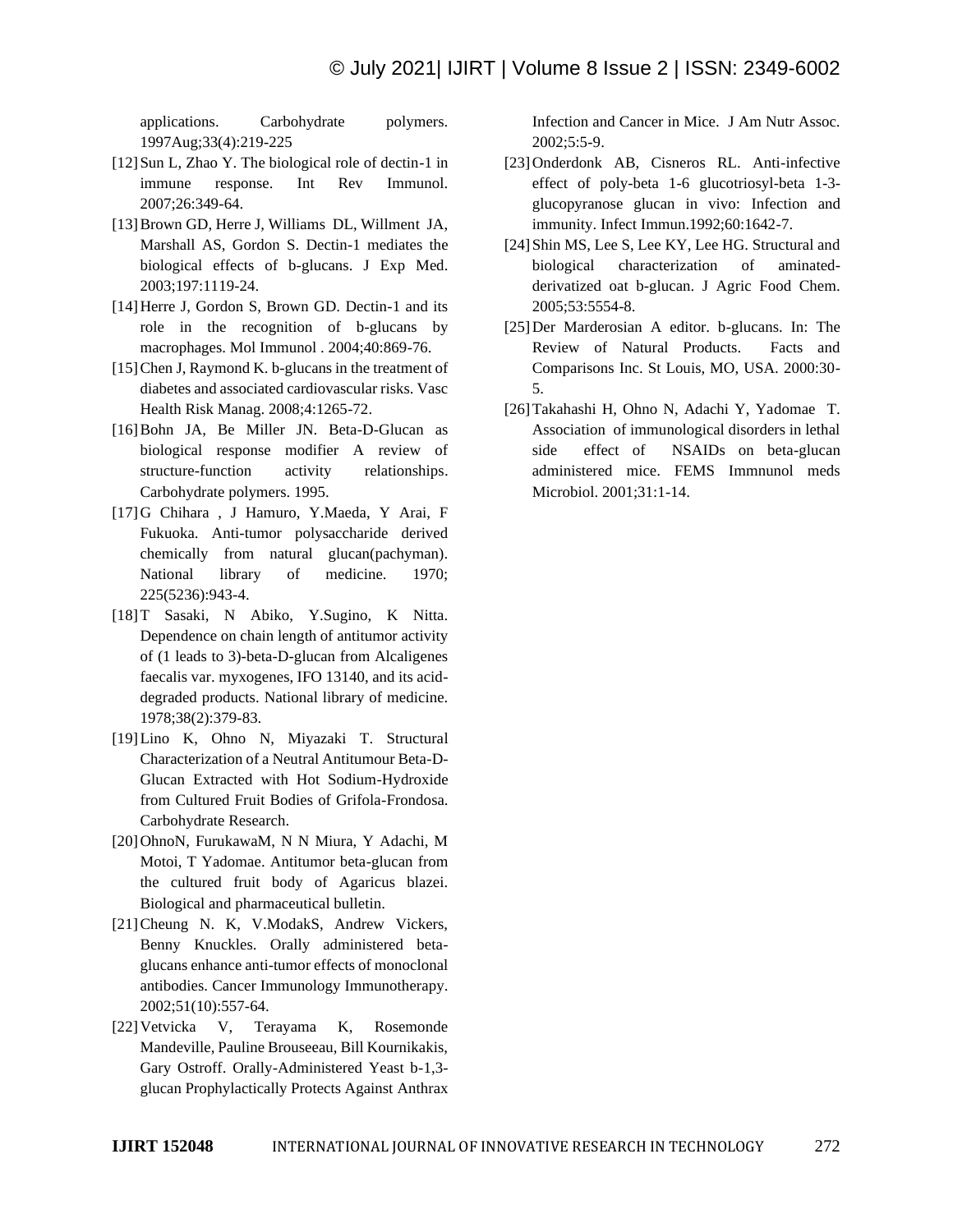applications. Carbohydrate polymers. 1997Aug;33(4):219-225

[12] Sun L, Zhao Y. The biological role of dectin-1 in immune response. Int Rev Immunol. 2007;26:349-64.

[13] Brown GD, Herre J, Williams DL, Willment JA, Marshall AS, Gordon S. Dectin-1 mediates the biological effects of b-glucans. J Exp Med. 2003;197:1119-24.

[14] Herre J, Gordon S, Brown GD. Dectin-1 and its role in the recognition of b-glucans by macrophages. Mol Immunol . 2004;40:869-76.

[15] Chen J, Raymond K. b-glucans in the treatment of diabetes and associated cardiovascular risks. Vasc Health Risk Manag. 2008;4:1265-72.

[16] Bohn JA, Be Miller JN. Beta-D-Glucan as biological response modifier A review of structure-function activity relationships. Carbohydrate polymers. 1995.

[17] G Chihara , J Hamuro, Y.Maeda, Y Arai, F Fukuoka. Anti-tumor polysaccharide derived chemically from natural glucan(pachyman). National library of medicine. 1970; 225(5236):943-4.

[18] T Sasaki, N Abiko, Y.Sugino, K Nitta. Dependence on chain length of antitumor activity of (1 leads to 3)-beta-D-glucan from Alcaligenes faecalis var. myxogenes, IFO 13140, and its acid-degraded products. National library of medicine. 1978;38(2):379-83.

[19] Lino K, Ohno N, Miyazaki T. Structural Characterization of a Neutral Antitumour Beta-D-Glucan Extracted with Hot Sodium-Hydroxide from Cultured Fruit Bodies of Grifola-Frondosa. Carbohydrate Research.

[20] OhnoN, FurukawaM, N N Miura, Y Adachi, M Motoi, T Yadomae. Antitumor beta-glucan from the cultured fruit body of Agaricus blazei. Biological and pharmaceutical bulletin.

[21] Cheung N. K, V.ModakS, Andrew Vickers, Benny Knuckles. Orally administered beta-glucans enhance anti-tumor effects of monoclonal antibodies. Cancer Immunology Immunotherapy. 2002;51(10):557-64.

[22] Vetvicka V, Terayama K, Rosemonde Mandeville, Pauline Brouseeau, Bill Kournikakis, Gary Ostroff. Orally-Administered Yeast b-1,3-glucan Prophylactically Protects Against Anthrax Infection and Cancer in Mice. J Am Nutr Assoc. 2002;5:5-9.

[23] Onderdonk AB, Cisneros RL. Anti-infective effect of poly-beta 1-6 glucotriosyl-beta 1-3-glucopyranose glucan in vivo: Infection and immunity. Infect Immun.1992;60:1642-7.

[24] Shin MS, Lee S, Lee KY, Lee HG. Structural and biological characterization of aminated-derivatized oat b-glucan. J Agric Food Chem. 2005;53:5554-8.

[25] Der Marderosian A editor. b-glucans. In: The Review of Natural Products. Facts and Comparisons Inc. St Louis, MO, USA. 2000:30-5.

[26] Takahashi H, Ohno N, Adachi Y, Yadomae T. Association of immunological disorders in lethal side effect of NSAIDs on beta-glucan administered mice. FEMS Immnunol meds Microbiol. 2001;31:1-14.